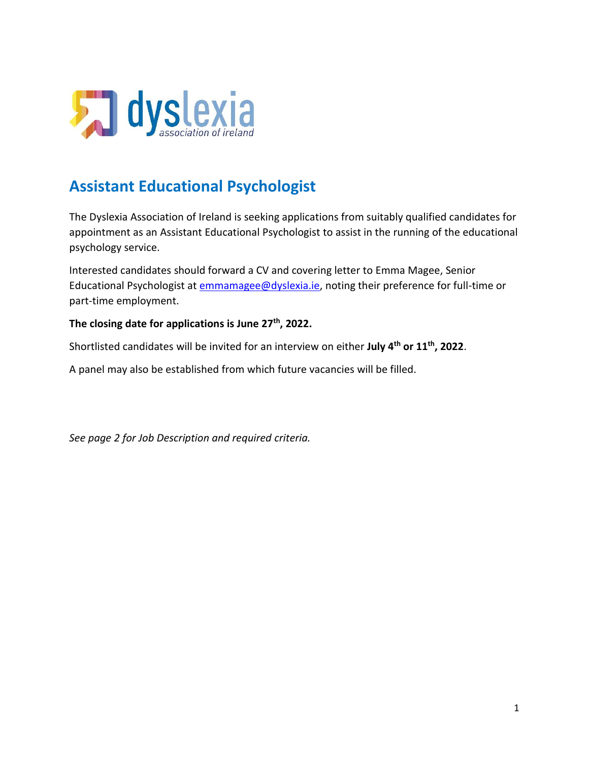dyslexia association of ireland

# Assistant Educational Psychologist

The Dyslexia Association of Ireland is seeking applications from suitably qualified candidates for appointment as an Assistant Educational Psychologist to assist in the running of the educational psychology service.

Interested candidates should forward a CV and covering letter to Emma Magee, Senior Educational Psychologist at emmamagee@dyslexia.ie, noting their preference for full-time or part-time employment.

**The closing date for applications is June 27th, 2022.**

Shortlisted candidates will be invited for an interview on either **July 4th or 11th, 2022**.

A panel may also be established from which future vacancies will be filled.

*See page 2 for Job Description and required criteria.*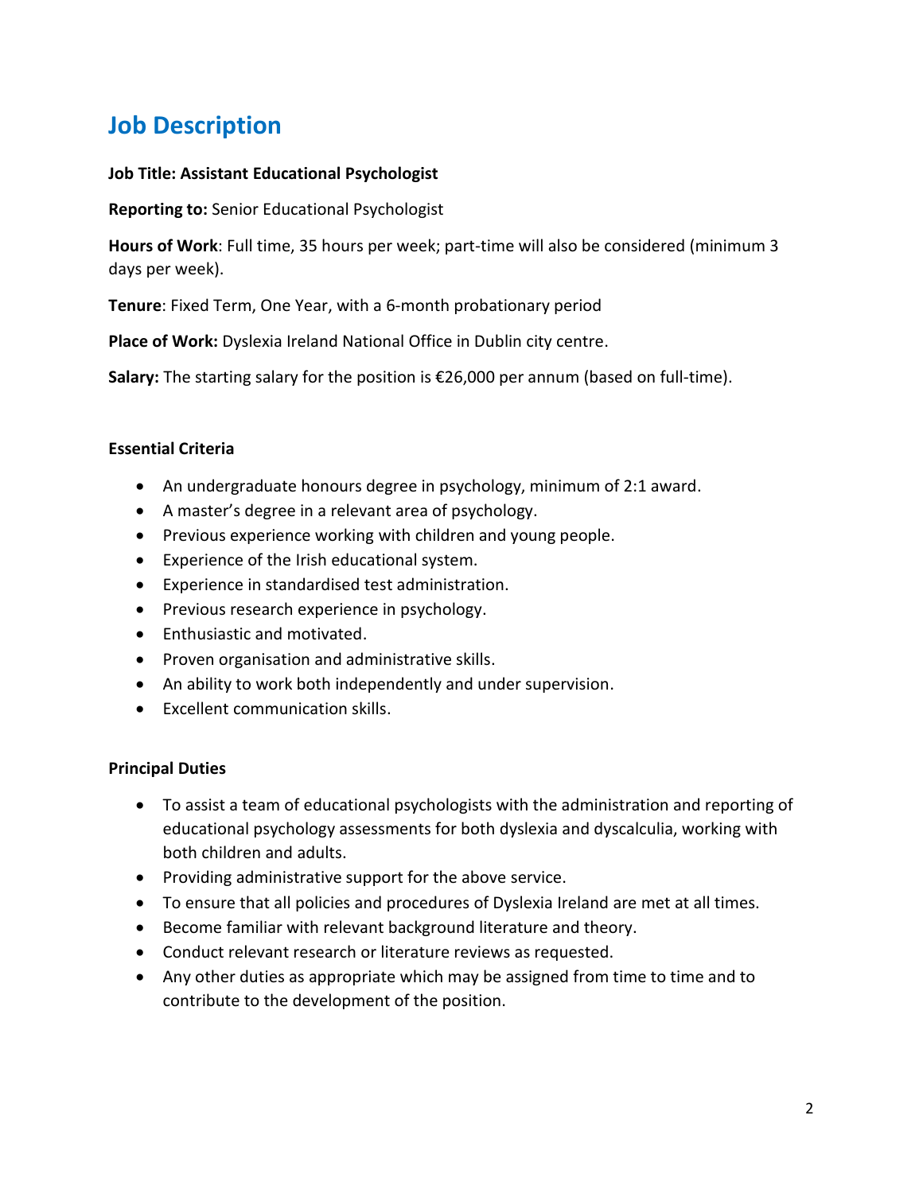# Job Description

**Job Title: Assistant Educational Psychologist**

**Reporting to:** Senior Educational Psychologist

**Hours of Work**: Full time, 35 hours per week; part-time will also be considered (minimum 3 days per week).

**Tenure**: Fixed Term, One Year, with a 6-month probationary period

**Place of Work:** Dyslexia Ireland National Office in Dublin city centre.

**Salary:** The starting salary for the position is €26,000 per annum (based on full-time).

**Essential Criteria**

- An undergraduate honours degree in psychology, minimum of 2:1 award.
- A master's degree in a relevant area of psychology.
- Previous experience working with children and young people.
- Experience of the Irish educational system.
- Experience in standardised test administration.
- Previous research experience in psychology.
- Enthusiastic and motivated.
- Proven organisation and administrative skills.
- An ability to work both independently and under supervision.
- Excellent communication skills.

**Principal Duties**

- To assist a team of educational psychologists with the administration and reporting of educational psychology assessments for both dyslexia and dyscalculia, working with both children and adults.
- Providing administrative support for the above service.
- To ensure that all policies and procedures of Dyslexia Ireland are met at all times.
- Become familiar with relevant background literature and theory.
- Conduct relevant research or literature reviews as requested.
- Any other duties as appropriate which may be assigned from time to time and to contribute to the development of the position.